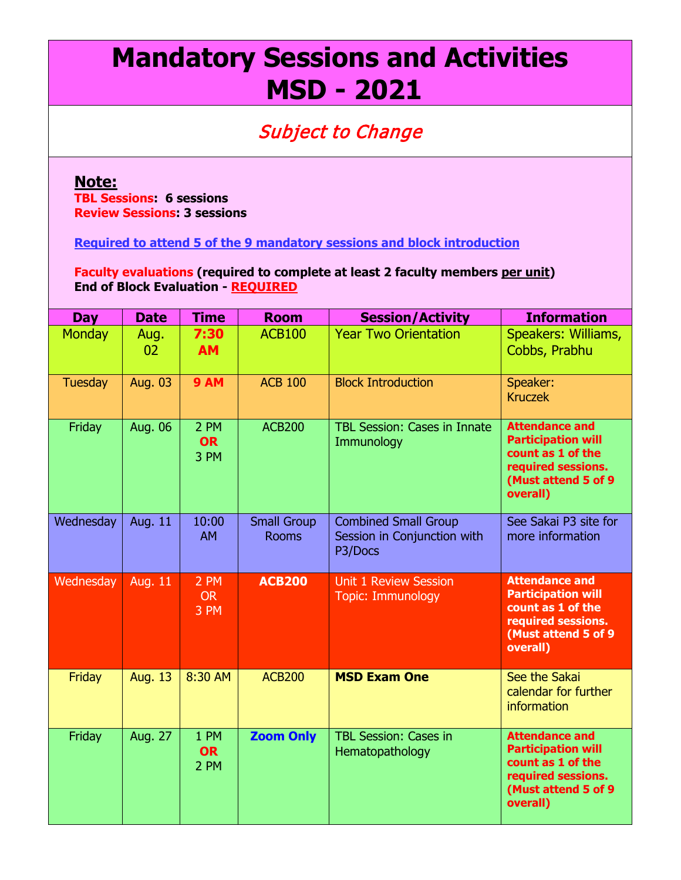# Mandatory Sessions and Activities MSD - 2021

*Subject to Change*

**Note:**

**TBL Sessions: 6 sessions**
**Review Sessions: 3 sessions**

**Required to attend 5 of the 9 mandatory sessions and block introduction**

**Faculty evaluations (required to complete at least 2 faculty members per unit)**
**End of Block Evaluation - REQUIRED**

| Day | Date | Time | Room | Session/Activity | Information |
|---|---|---|---|---|---|
| Monday | Aug. 02 | **7:30 AM** | ACB100 | Year Two Orientation | Speakers: Williams, Cobbs, Prabhu |
| Tuesday | Aug. 03 | **9 AM** | ACB 100 | Block Introduction | Speaker: Kruczek |
| Friday | Aug. 06 | 2 PM **OR** 3 PM | ACB200 | TBL Session: Cases in Innate Immunology | **Attendance and Participation will count as 1 of the required sessions. (Must attend 5 of 9 overall)** |
| Wednesday | Aug. 11 | 10:00 AM | Small Group Rooms | Combined Small Group Session in Conjunction with P3/Docs | See Sakai P3 site for more information |
| Wednesday | Aug. 11 | 2 PM OR 3 PM | **ACB200** | Unit 1 Review Session Topic: Immunology | **Attendance and Participation will count as 1 of the required sessions. (Must attend 5 of 9 overall)** |
| Friday | Aug. 13 | 8:30 AM | ACB200 | **MSD Exam One** | See the Sakai calendar for further information |
| Friday | Aug. 27 | 1 PM **OR** 2 PM | **Zoom Only** | TBL Session: Cases in Hematopathology | **Attendance and Participation will count as 1 of the required sessions. (Must attend 5 of 9 overall)** |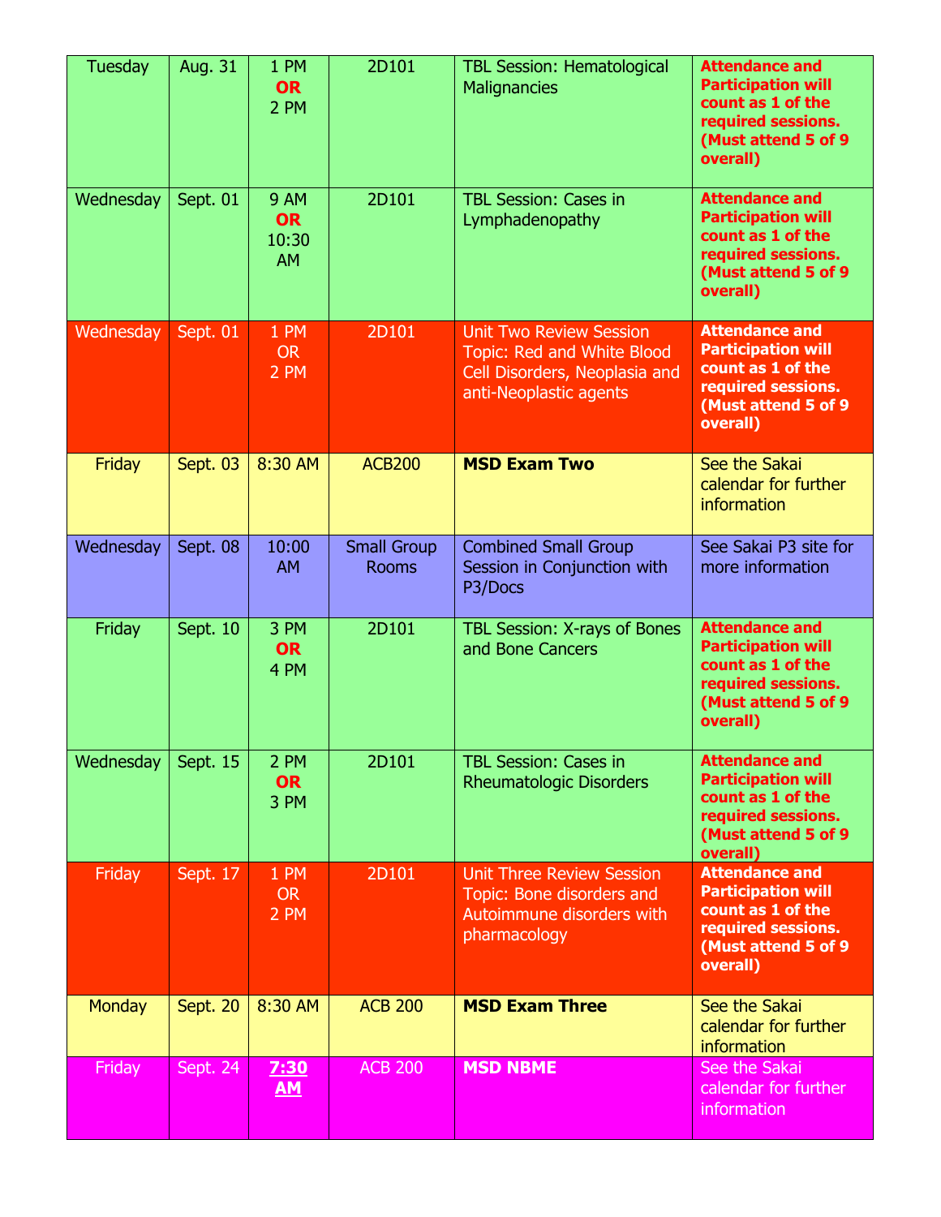| Tuesday | Aug. 31 | 1 PM **OR** 2 PM | 2D101 | TBL Session: Hematological Malignancies | **Attendance and Participation will count as 1 of the required sessions. (Must attend 5 of 9 overall)** |
|---|---|---|---|---|---|
| Wednesday | Sept. 01 | 9 AM **OR** 10:30 AM | 2D101 | TBL Session: Cases in Lymphadenopathy | **Attendance and Participation will count as 1 of the required sessions. (Must attend 5 of 9 overall)** |
| Wednesday | Sept. 01 | 1 PM OR 2 PM | 2D101 | Unit Two Review Session Topic: Red and White Blood Cell Disorders, Neoplasia and anti-Neoplastic agents | **Attendance and Participation will count as 1 of the required sessions. (Must attend 5 of 9 overall)** |
| Friday | Sept. 03 | 8:30 AM | ACB200 | **MSD Exam Two** | See the Sakai calendar for further information |
| Wednesday | Sept. 08 | 10:00 AM | Small Group Rooms | Combined Small Group Session in Conjunction with P3/Docs | See Sakai P3 site for more information |
| Friday | Sept. 10 | 3 PM **OR** 4 PM | 2D101 | TBL Session: X-rays of Bones and Bone Cancers | **Attendance and Participation will count as 1 of the required sessions. (Must attend 5 of 9 overall)** |
| Wednesday | Sept. 15 | 2 PM **OR** 3 PM | 2D101 | TBL Session: Cases in Rheumatologic Disorders | **Attendance and Participation will count as 1 of the required sessions. (Must attend 5 of 9 overall)** |
| Friday | Sept. 17 | 1 PM OR 2 PM | 2D101 | Unit Three Review Session Topic: Bone disorders and Autoimmune disorders with pharmacology | **Attendance and Participation will count as 1 of the required sessions. (Must attend 5 of 9 overall)** |
| Monday | Sept. 20 | 8:30 AM | ACB 200 | **MSD Exam Three** | See the Sakai calendar for further information |
| Friday | Sept. 24 | **7:30 AM** | ACB 200 | **MSD NBME** | See the Sakai calendar for further information |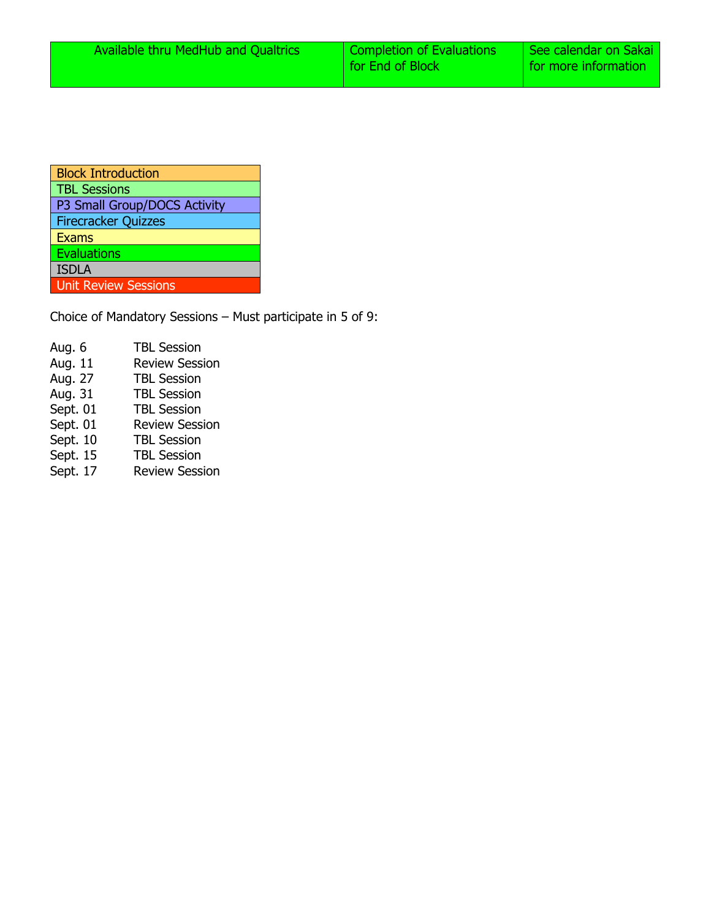| | | |
|---|---|---|
| Available thru MedHub and Qualtrics | Completion of Evaluations for End of Block | See calendar on Sakai for more information |

| |
|---|
| Block Introduction |
| TBL Sessions |
| P3 Small Group/DOCS Activity |
| Firecracker Quizzes |
| Exams |
| Evaluations |
| ISDLA |
| Unit Review Sessions |

Choice of Mandatory Sessions – Must participate in 5 of 9:

| | |
|---|---|
| Aug. 6 | TBL Session |
| Aug. 11 | Review Session |
| Aug. 27 | TBL Session |
| Aug. 31 | TBL Session |
| Sept. 01 | TBL Session |
| Sept. 01 | Review Session |
| Sept. 10 | TBL Session |
| Sept. 15 | TBL Session |
| Sept. 17 | Review Session |